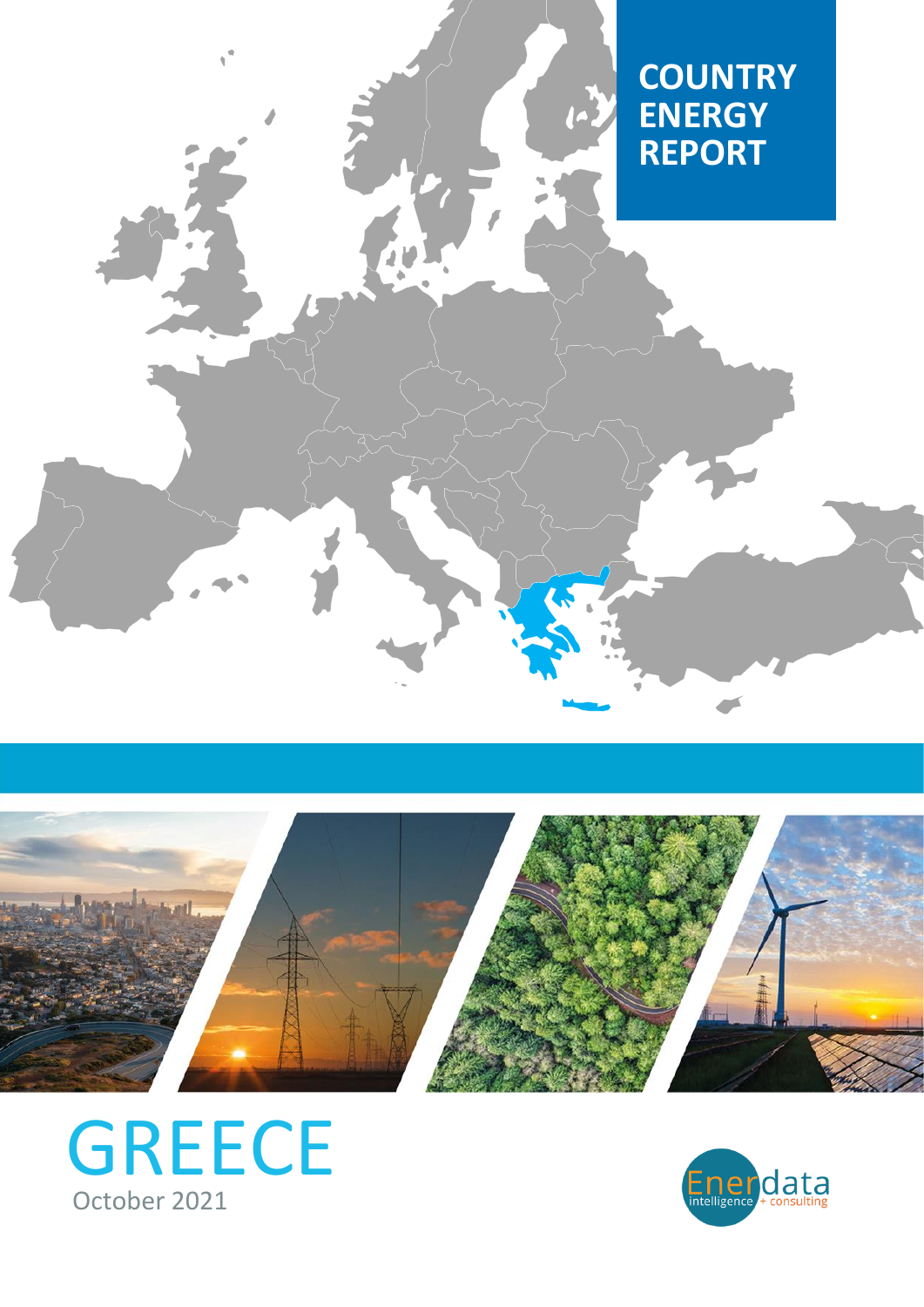# COUNTRY ENERGY REPORT

# GREECE

October 2021

Enerdata intelligence + consulting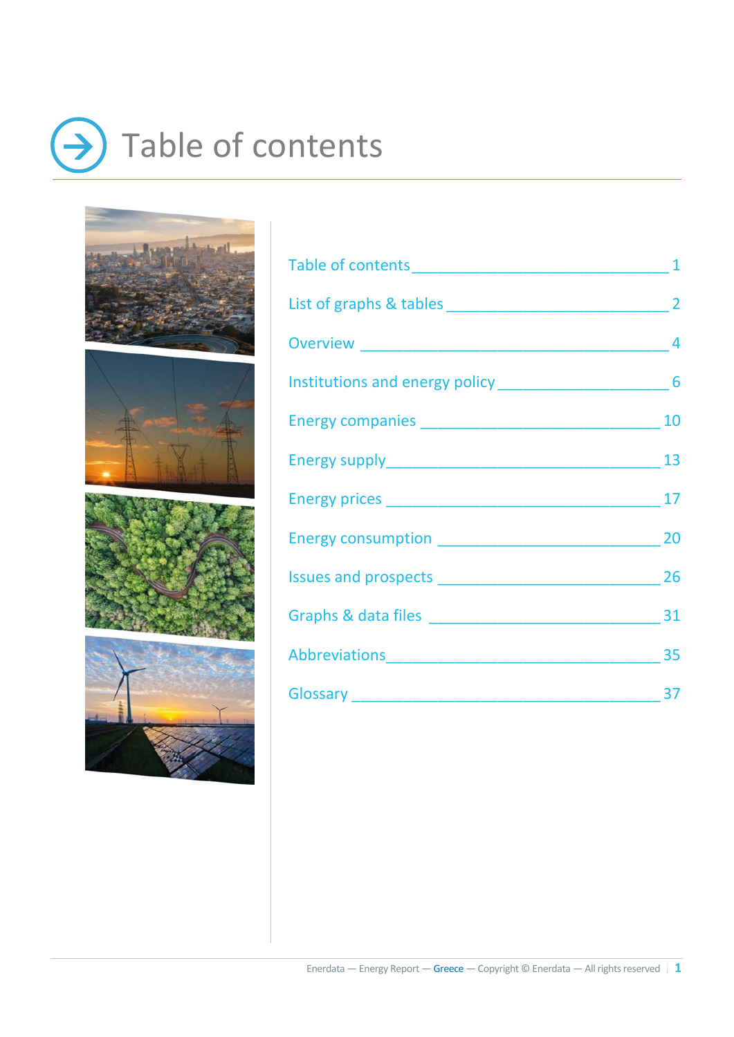# Table of contents

| Section | Page |
|---|---|
| Table of contents | 1 |
| List of graphs & tables | 2 |
| Overview | 4 |
| Institutions and energy policy | 6 |
| Energy companies | 10 |
| Energy supply | 13 |
| Energy prices | 17 |
| Energy consumption | 20 |
| Issues and prospects | 26 |
| Graphs & data files | 31 |
| Abbreviations | 35 |
| Glossary | 37 |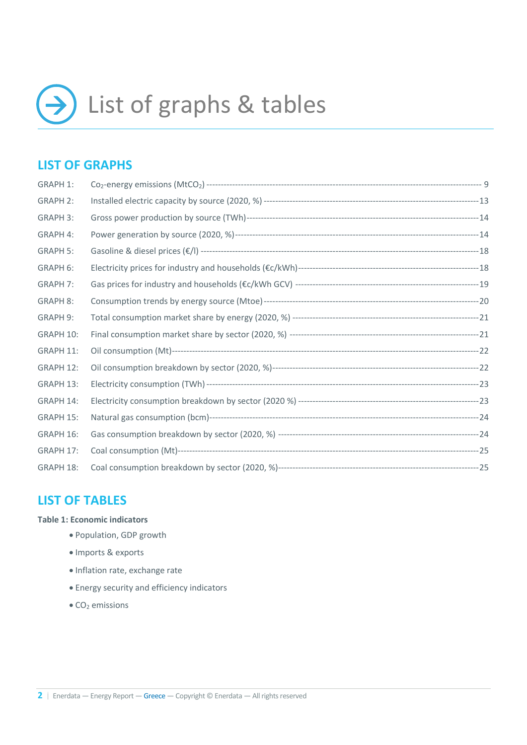# List of graphs & tables

## LIST OF GRAPHS

GRAPH 1: $CO_2$-energy emissions ($MtCO_2$) ---------- 9

GRAPH 2: Installed electric capacity by source (2020, %) ---------- 13

GRAPH 3: Gross power production by source (TWh) ---------- 14

GRAPH 4: Power generation by source (2020, %) ---------- 14

GRAPH 5: Gasoline & diesel prices (€/l) ---------- 18

GRAPH 6: Electricity prices for industry and households (€c/kWh) ---------- 18

GRAPH 7: Gas prices for industry and households (€c/kWh GCV) ---------- 19

GRAPH 8: Consumption trends by energy source (Mtoe) ---------- 20

GRAPH 9: Total consumption market share by energy (2020, %) ---------- 21

GRAPH 10: Final consumption market share by sector (2020, %) ---------- 21

GRAPH 11: Oil consumption (Mt) ---------- 22

GRAPH 12: Oil consumption breakdown by sector (2020, %) ---------- 22

GRAPH 13: Electricity consumption (TWh) ---------- 23

GRAPH 14: Electricity consumption breakdown by sector (2020 %) ---------- 23

GRAPH 15: Natural gas consumption (bcm) ---------- 24

GRAPH 16: Gas consumption breakdown by sector (2020, %) ---------- 24

GRAPH 17: Coal consumption (Mt) ---------- 25

GRAPH 18: Coal consumption breakdown by sector (2020, %) ---------- 25

## LIST OF TABLES

**Table 1: Economic indicators**

- Population, GDP growth
- Imports & exports
- Inflation rate, exchange rate
- Energy security and efficiency indicators
- $CO_2$ emissions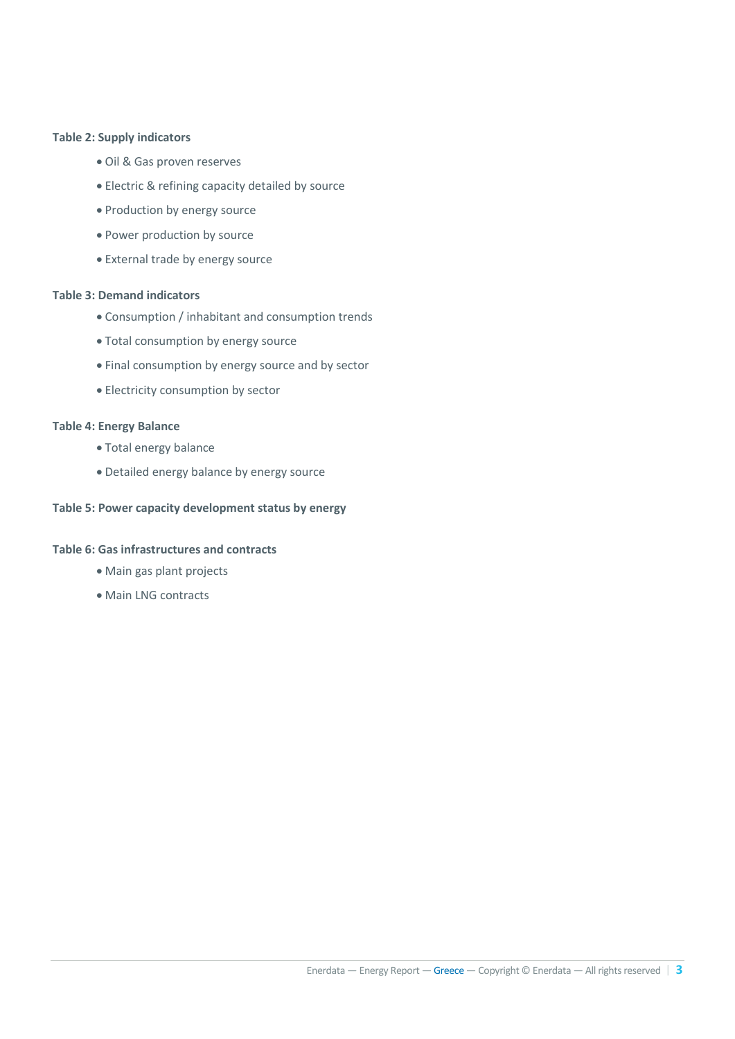**Table 2: Supply indicators**

- Oil & Gas proven reserves
- Electric & refining capacity detailed by source
- Production by energy source
- Power production by source
- External trade by energy source

**Table 3: Demand indicators**

- Consumption / inhabitant and consumption trends
- Total consumption by energy source
- Final consumption by energy source and by sector
- Electricity consumption by sector

**Table 4: Energy Balance**

- Total energy balance
- Detailed energy balance by energy source

**Table 5: Power capacity development status by energy**

**Table 6: Gas infrastructures and contracts**

- Main gas plant projects
- Main LNG contracts